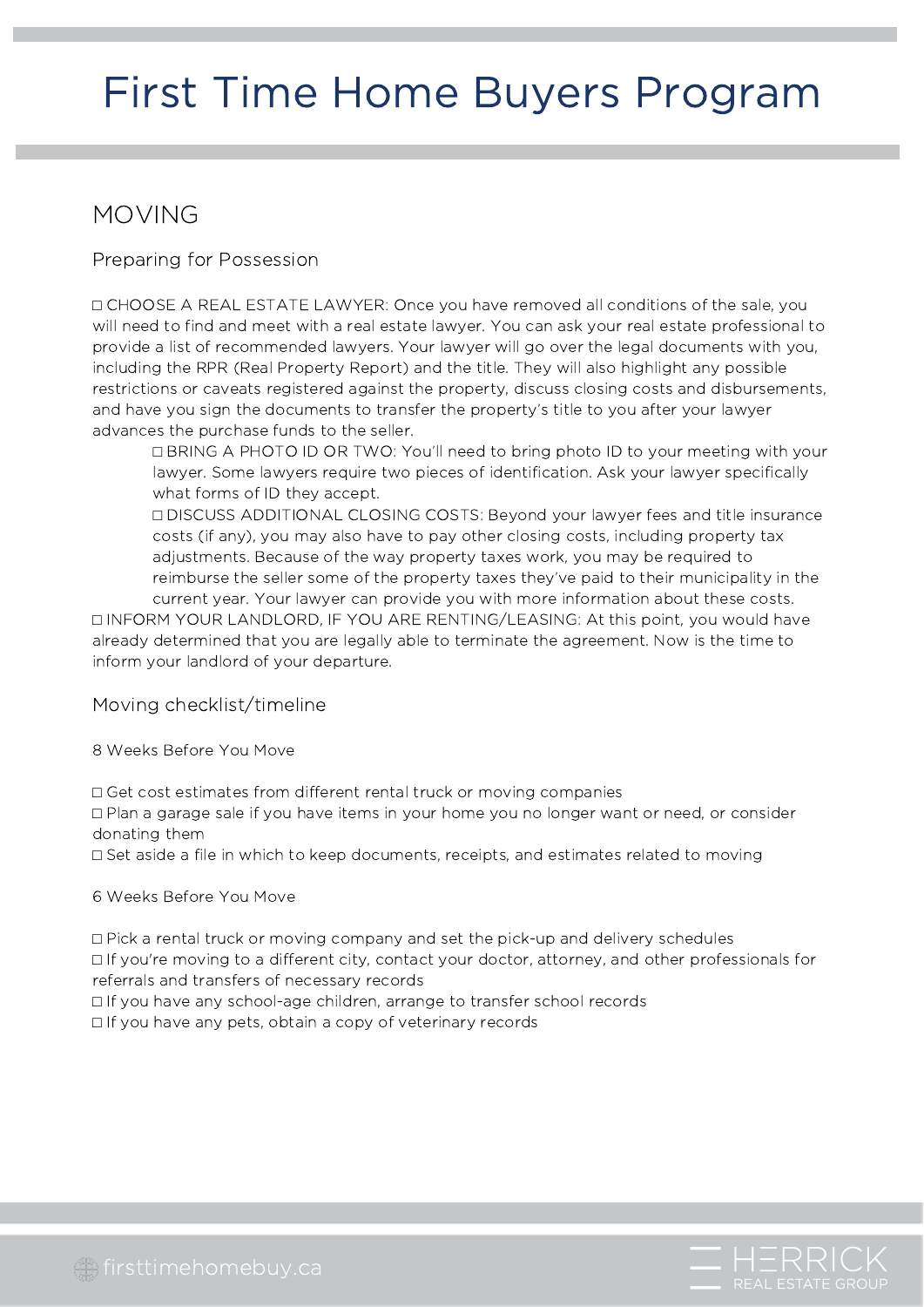# First Time Home Buyers Program

## MOVING

### Preparing for Possession

☐ CHOOSE A REAL ESTATE LAWYER: Once you have removed all conditions of the sale, you will need to find and meet with a real estate lawyer. You can ask your real estate professional to provide a list of recommended lawyers. Your lawyer will go over the legal documents with you, including the RPR (Real Property Report) and the title. They will also highlight any possible restrictions or caveats registered against the property, discuss closing costs and disbursements, and have you sign the documents to transfer the property's title to you after your lawyer advances the purchase funds to the seller.

- ☐ BRING A PHOTO ID OR TWO: You'll need to bring photo ID to your meeting with your lawyer. Some lawyers require two pieces of identification. Ask your lawyer specifically what forms of ID they accept.
- ☐ DISCUSS ADDITIONAL CLOSING COSTS: Beyond your lawyer fees and title insurance costs (if any), you may also have to pay other closing costs, including property tax adjustments. Because of the way property taxes work, you may be required to reimburse the seller some of the property taxes they've paid to their municipality in the current year. Your lawyer can provide you with more information about these costs.

☐ INFORM YOUR LANDLORD, IF YOU ARE RENTING/LEASING: At this point, you would have already determined that you are legally able to terminate the agreement. Now is the time to inform your landlord of your departure.

### Moving checklist/timeline

8 Weeks Before You Move

☐ Get cost estimates from different rental truck or moving companies
☐ Plan a garage sale if you have items in your home you no longer want or need, or consider donating them
☐ Set aside a file in which to keep documents, receipts, and estimates related to moving

6 Weeks Before You Move

☐ Pick a rental truck or moving company and set the pick-up and delivery schedules
☐ If you're moving to a different city, contact your doctor, attorney, and other professionals for referrals and transfers of necessary records
☐ If you have any school-age children, arrange to transfer school records
☐ If you have any pets, obtain a copy of veterinary records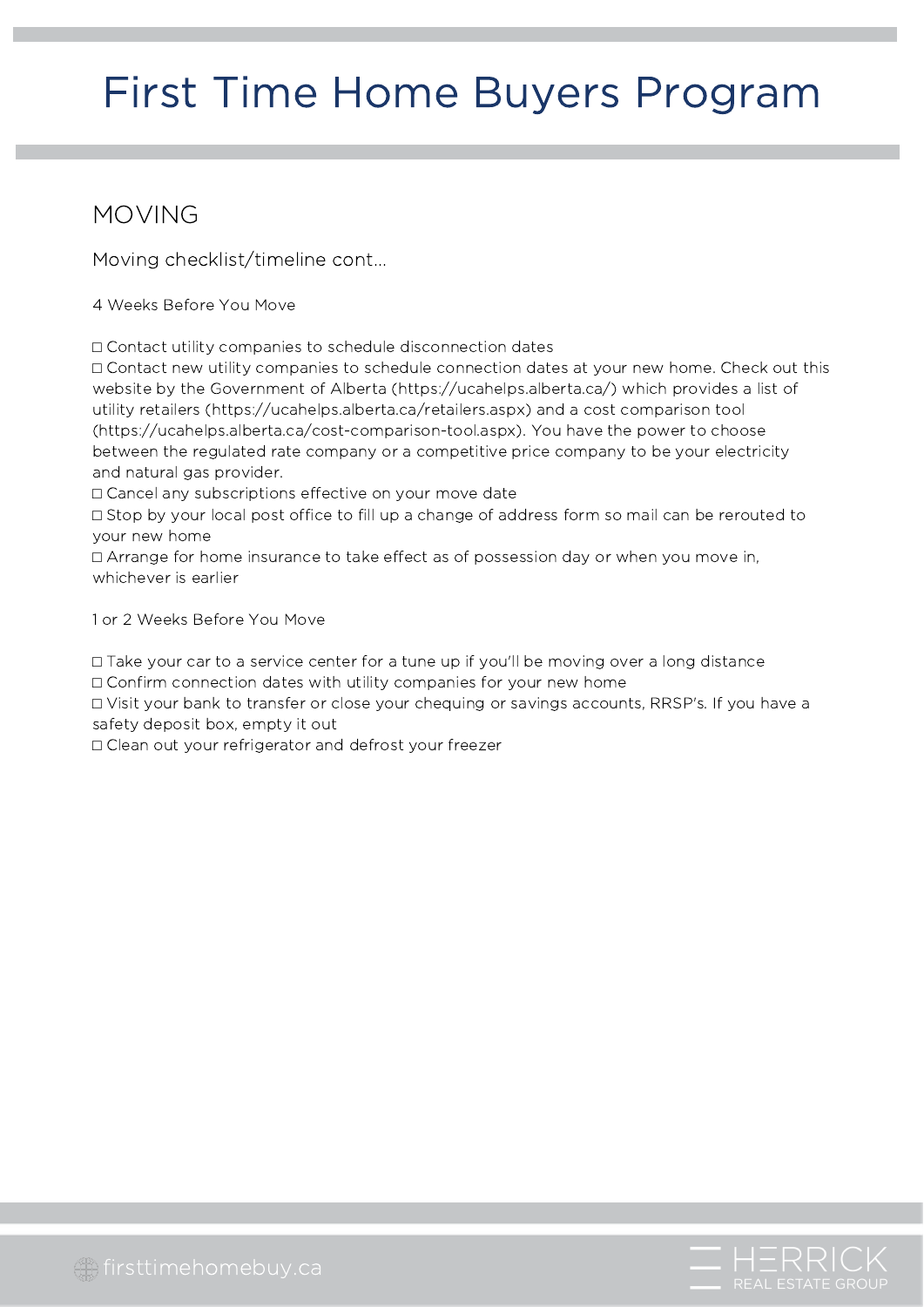# First Time Home Buyers Program

## MOVING

Moving checklist/timeline cont...

4 Weeks Before You Move

- ☐ Contact utility companies to schedule disconnection dates
- ☐ Contact new utility companies to schedule connection dates at your new home. Check out this website by the Government of Alberta (https://ucahelps.alberta.ca/) which provides a list of utility retailers (https://ucahelps.alberta.ca/retailers.aspx) and a cost comparison tool (https://ucahelps.alberta.ca/cost-comparison-tool.aspx). You have the power to choose between the regulated rate company or a competitive price company to be your electricity and natural gas provider.
- ☐ Cancel any subscriptions effective on your move date
- ☐ Stop by your local post office to fill up a change of address form so mail can be rerouted to your new home
- ☐ Arrange for home insurance to take effect as of possession day or when you move in, whichever is earlier

1 or 2 Weeks Before You Move

- ☐ Take your car to a service center for a tune up if you'll be moving over a long distance
- ☐ Confirm connection dates with utility companies for your new home
- ☐ Visit your bank to transfer or close your chequing or savings accounts, RRSP's. If you have a safety deposit box, empty it out
- ☐ Clean out your refrigerator and defrost your freezer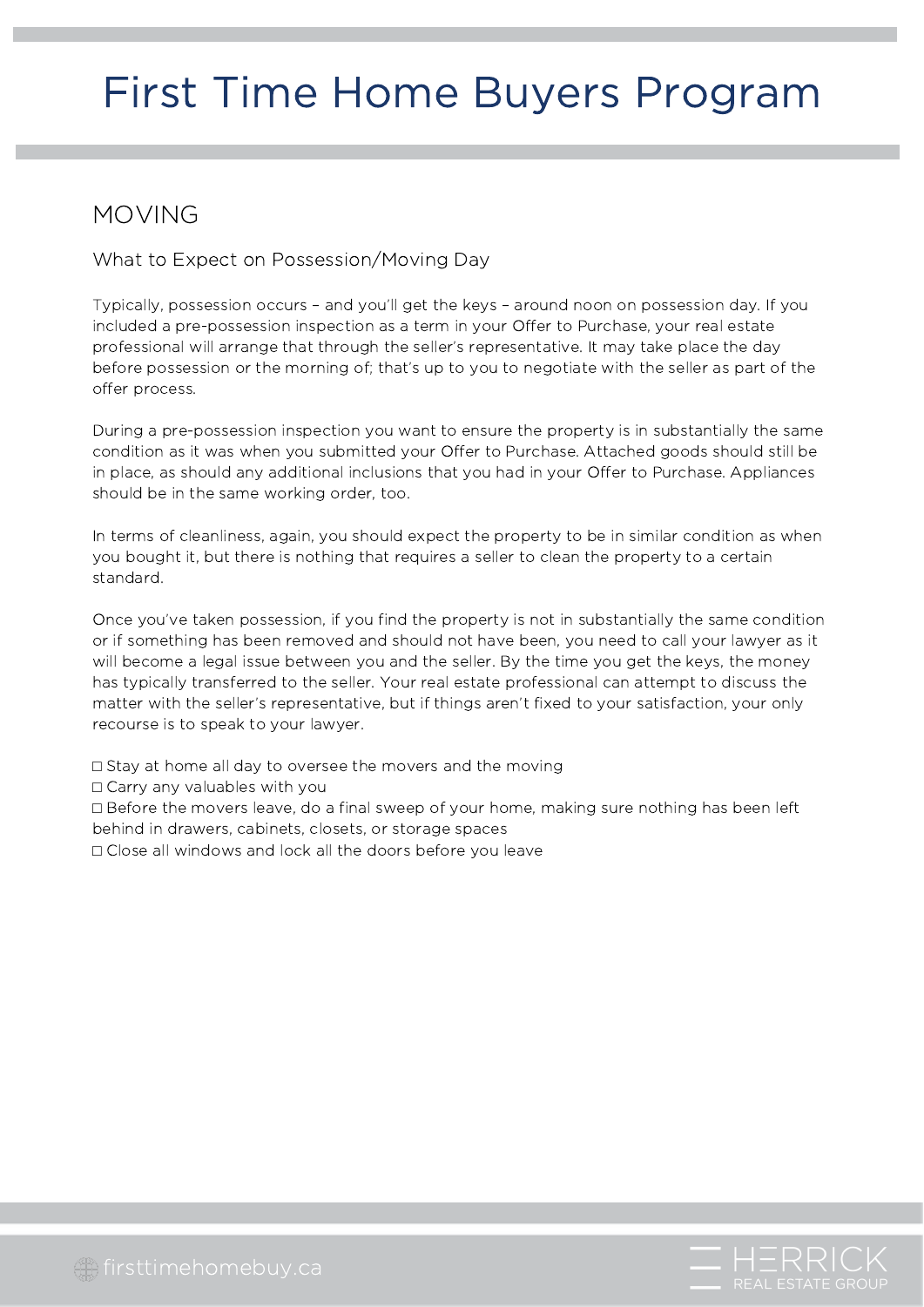# First Time Home Buyers Program

## MOVING

### What to Expect on Possession/Moving Day

Typically, possession occurs – and you'll get the keys – around noon on possession day. If you included a pre-possession inspection as a term in your Offer to Purchase, your real estate professional will arrange that through the seller's representative. It may take place the day before possession or the morning of; that's up to you to negotiate with the seller as part of the offer process.

During a pre-possession inspection you want to ensure the property is in substantially the same condition as it was when you submitted your Offer to Purchase. Attached goods should still be in place, as should any additional inclusions that you had in your Offer to Purchase. Appliances should be in the same working order, too.

In terms of cleanliness, again, you should expect the property to be in similar condition as when you bought it, but there is nothing that requires a seller to clean the property to a certain standard.

Once you've taken possession, if you find the property is not in substantially the same condition or if something has been removed and should not have been, you need to call your lawyer as it will become a legal issue between you and the seller. By the time you get the keys, the money has typically transferred to the seller. Your real estate professional can attempt to discuss the matter with the seller's representative, but if things aren't fixed to your satisfaction, your only recourse is to speak to your lawyer.

- ☐ Stay at home all day to oversee the movers and the moving
- ☐ Carry any valuables with you
- ☐ Before the movers leave, do a final sweep of your home, making sure nothing has been left behind in drawers, cabinets, closets, or storage spaces
- ☐ Close all windows and lock all the doors before you leave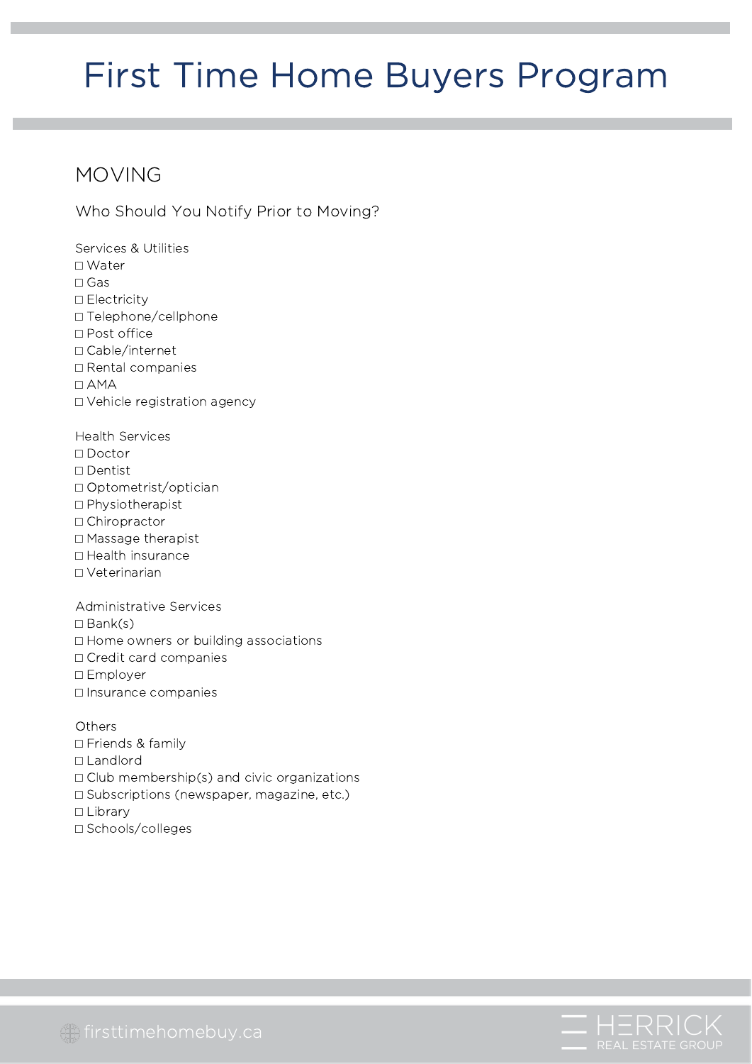# First Time Home Buyers Program

## MOVING

### Who Should You Notify Prior to Moving?

Services & Utilities

- ☐ Water
- ☐ Gas
- ☐ Electricity
- ☐ Telephone/cellphone
- ☐ Post office
- ☐ Cable/internet
- ☐ Rental companies
- ☐ AMA
- ☐ Vehicle registration agency

Health Services

- ☐ Doctor
- ☐ Dentist
- ☐ Optometrist/optician
- ☐ Physiotherapist
- ☐ Chiropractor
- ☐ Massage therapist
- ☐ Health insurance
- ☐ Veterinarian

Administrative Services

- ☐ Bank(s)
- ☐ Home owners or building associations
- ☐ Credit card companies
- ☐ Employer
- ☐ Insurance companies

Others

- ☐ Friends & family
- ☐ Landlord
- ☐ Club membership(s) and civic organizations
- ☐ Subscriptions (newspaper, magazine, etc.)
- ☐ Library
- ☐ Schools/colleges